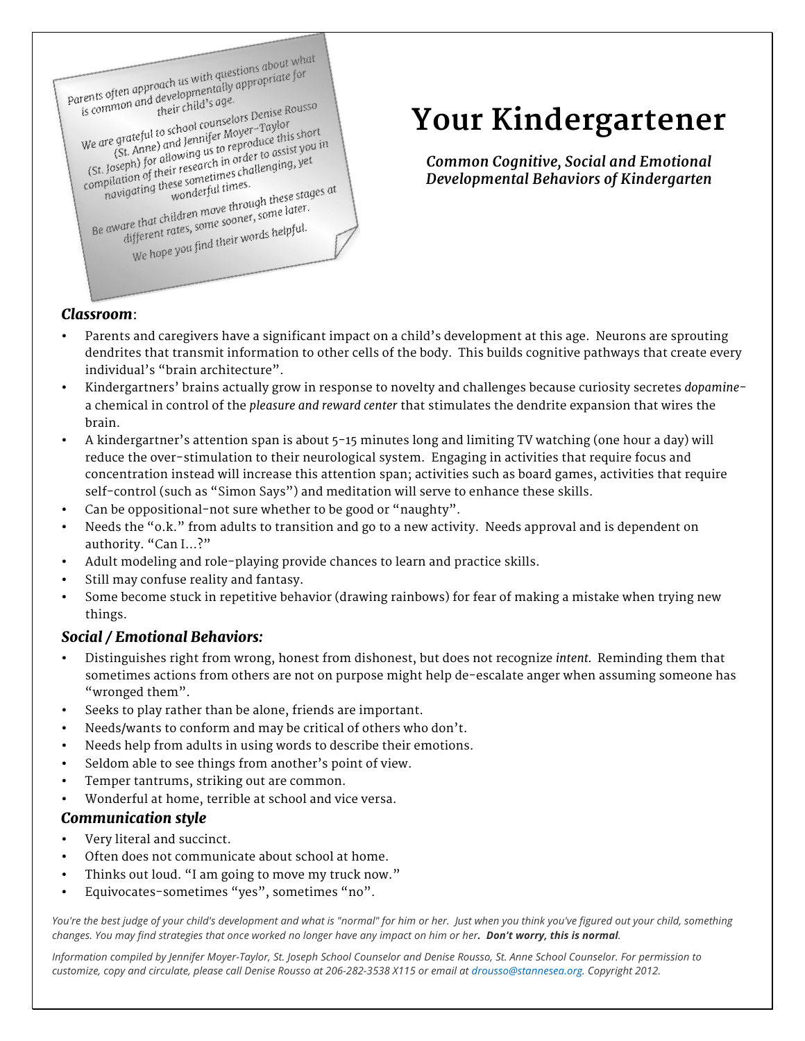Parents often approach us with questions about what is common and developmentally appropriate for their child's age.

We are grateful to school counselors Denise Rousso (St. Anne) and Jennifer Moyer-Taylor (St. Joseph) for allowing us to reproduce this short compilation of their research in order to assist you in navigating these sometimes challenging, yet wonderful times.

Be aware that children move through these stages at different rates, some sooner, some later.

We hope you find their words helpful.

# Your Kindergartener

***Common Cognitive, Social and Emotional Developmental Behaviors of Kindergarten***

### *Classroom*:

- Parents and caregivers have a significant impact on a child's development at this age. Neurons are sprouting dendrites that transmit information to other cells of the body. This builds cognitive pathways that create every individual's "brain architecture".
- Kindergartners' brains actually grow in response to novelty and challenges because curiosity secretes *dopamine*- a chemical in control of the *pleasure and reward center* that stimulates the dendrite expansion that wires the brain.
- A kindergartner's attention span is about 5-15 minutes long and limiting TV watching (one hour a day) will reduce the over-stimulation to their neurological system. Engaging in activities that require focus and concentration instead will increase this attention span; activities such as board games, activities that require self-control (such as "Simon Says") and meditation will serve to enhance these skills.
- Can be oppositional-not sure whether to be good or "naughty".
- Needs the "o.k." from adults to transition and go to a new activity. Needs approval and is dependent on authority. "Can I...?"
- Adult modeling and role-playing provide chances to learn and practice skills.
- Still may confuse reality and fantasy.
- Some become stuck in repetitive behavior (drawing rainbows) for fear of making a mistake when trying new things.

### *Social / Emotional Behaviors:*

- Distinguishes right from wrong, honest from dishonest, but does not recognize *intent.* Reminding them that sometimes actions from others are not on purpose might help de-escalate anger when assuming someone has "wronged them".
- Seeks to play rather than be alone, friends are important.
- Needs/wants to conform and may be critical of others who don't.
- Needs help from adults in using words to describe their emotions.
- Seldom able to see things from another's point of view.
- Temper tantrums, striking out are common.
- Wonderful at home, terrible at school and vice versa.

### *Communication style*

- Very literal and succinct.
- Often does not communicate about school at home.
- Thinks out loud. "I am going to move my truck now."
- Equivocates-sometimes "yes", sometimes "no".

*You're the best judge of your child's development and what is "normal" for him or her. Just when you think you've figured out your child, something changes. You may find strategies that once worked no longer have any impact on him or her****. Don't worry, this is normal***.

*Information compiled by Jennifer Moyer-Taylor, St. Joseph School Counselor and Denise Rousso, St. Anne School Counselor. For permission to customize, copy and circulate, please call Denise Rousso at 206-282-3538 X115 or email at drousso@stannesea.org. Copyright 2012.*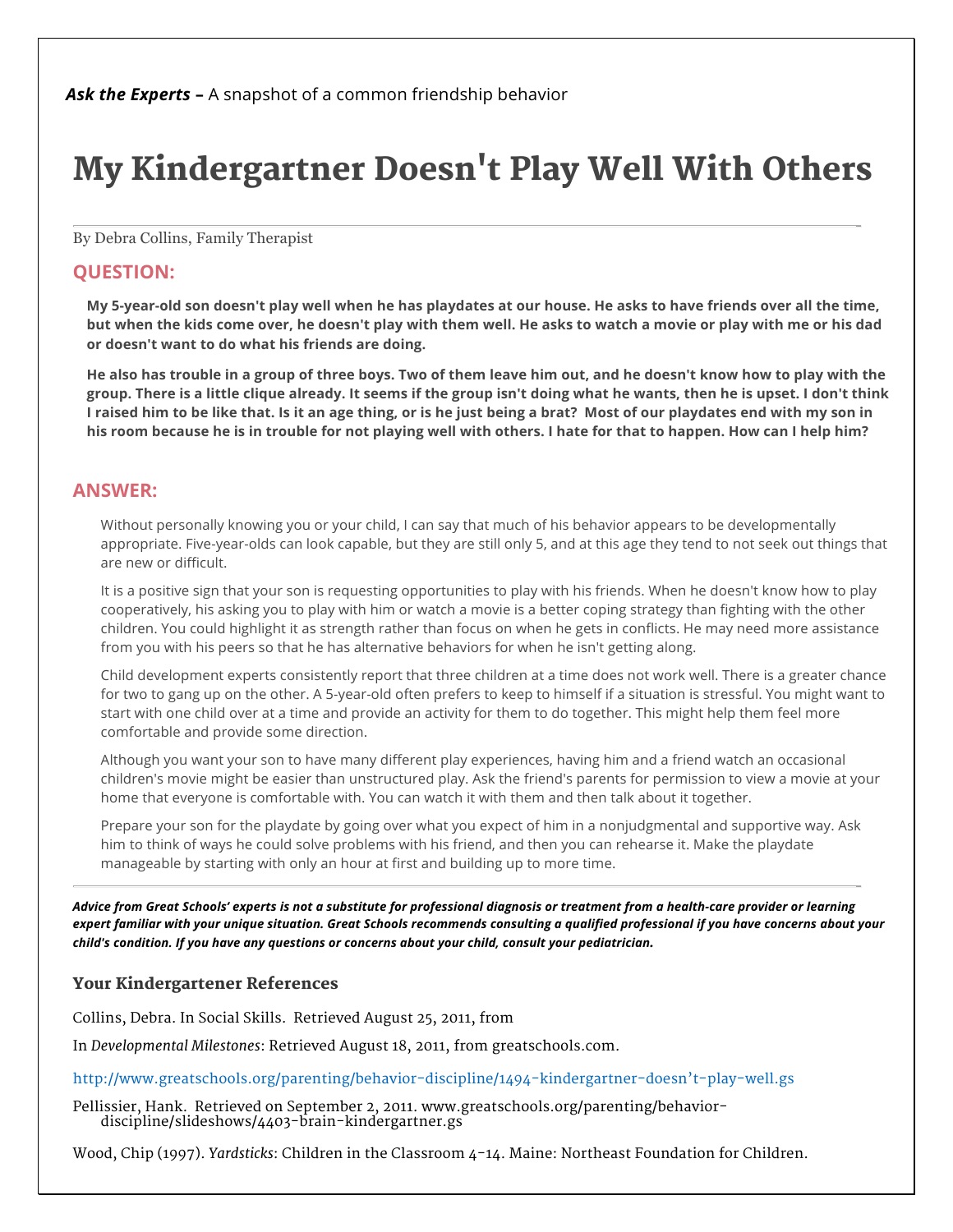***Ask the Experts –*** A snapshot of a common friendship behavior

# My Kindergartner Doesn't Play Well With Others

By Debra Collins, Family Therapist

## QUESTION:

**My 5-year-old son doesn't play well when he has playdates at our house. He asks to have friends over all the time, but when the kids come over, he doesn't play with them well. He asks to watch a movie or play with me or his dad or doesn't want to do what his friends are doing.**

**He also has trouble in a group of three boys. Two of them leave him out, and he doesn't know how to play with the group. There is a little clique already. It seems if the group isn't doing what he wants, then he is upset. I don't think I raised him to be like that. Is it an age thing, or is he just being a brat? Most of our playdates end with my son in his room because he is in trouble for not playing well with others. I hate for that to happen. How can I help him?**

## ANSWER:

Without personally knowing you or your child, I can say that much of his behavior appears to be developmentally appropriate. Five-year-olds can look capable, but they are still only 5, and at this age they tend to not seek out things that are new or difficult.

It is a positive sign that your son is requesting opportunities to play with his friends. When he doesn't know how to play cooperatively, his asking you to play with him or watch a movie is a better coping strategy than fighting with the other children. You could highlight it as strength rather than focus on when he gets in conflicts. He may need more assistance from you with his peers so that he has alternative behaviors for when he isn't getting along.

Child development experts consistently report that three children at a time does not work well. There is a greater chance for two to gang up on the other. A 5-year-old often prefers to keep to himself if a situation is stressful. You might want to start with one child over at a time and provide an activity for them to do together. This might help them feel more comfortable and provide some direction.

Although you want your son to have many different play experiences, having him and a friend watch an occasional children's movie might be easier than unstructured play. Ask the friend's parents for permission to view a movie at your home that everyone is comfortable with. You can watch it with them and then talk about it together.

Prepare your son for the playdate by going over what you expect of him in a nonjudgmental and supportive way. Ask him to think of ways he could solve problems with his friend, and then you can rehearse it. Make the playdate manageable by starting with only an hour at first and building up to more time.

***Advice from Great Schools' experts is not a substitute for professional diagnosis or treatment from a health-care provider or learning expert familiar with your unique situation. Great Schools recommends consulting a qualified professional if you have concerns about your child's condition. If you have any questions or concerns about your child, consult your pediatrician.***

### Your Kindergartener References

Collins, Debra. In Social Skills. Retrieved August 25, 2011, from

In *Developmental Milestones*: Retrieved August 18, 2011, from greatschools.com.

http://www.greatschools.org/parenting/behavior-discipline/1494-kindergartner-doesn't-play-well.gs

Pellissier, Hank. Retrieved on September 2, 2011. www.greatschools.org/parenting/behavior-discipline/slideshows/4403-brain-kindergartner.gs

Wood, Chip (1997). *Yardsticks*: Children in the Classroom 4-14. Maine: Northeast Foundation for Children.